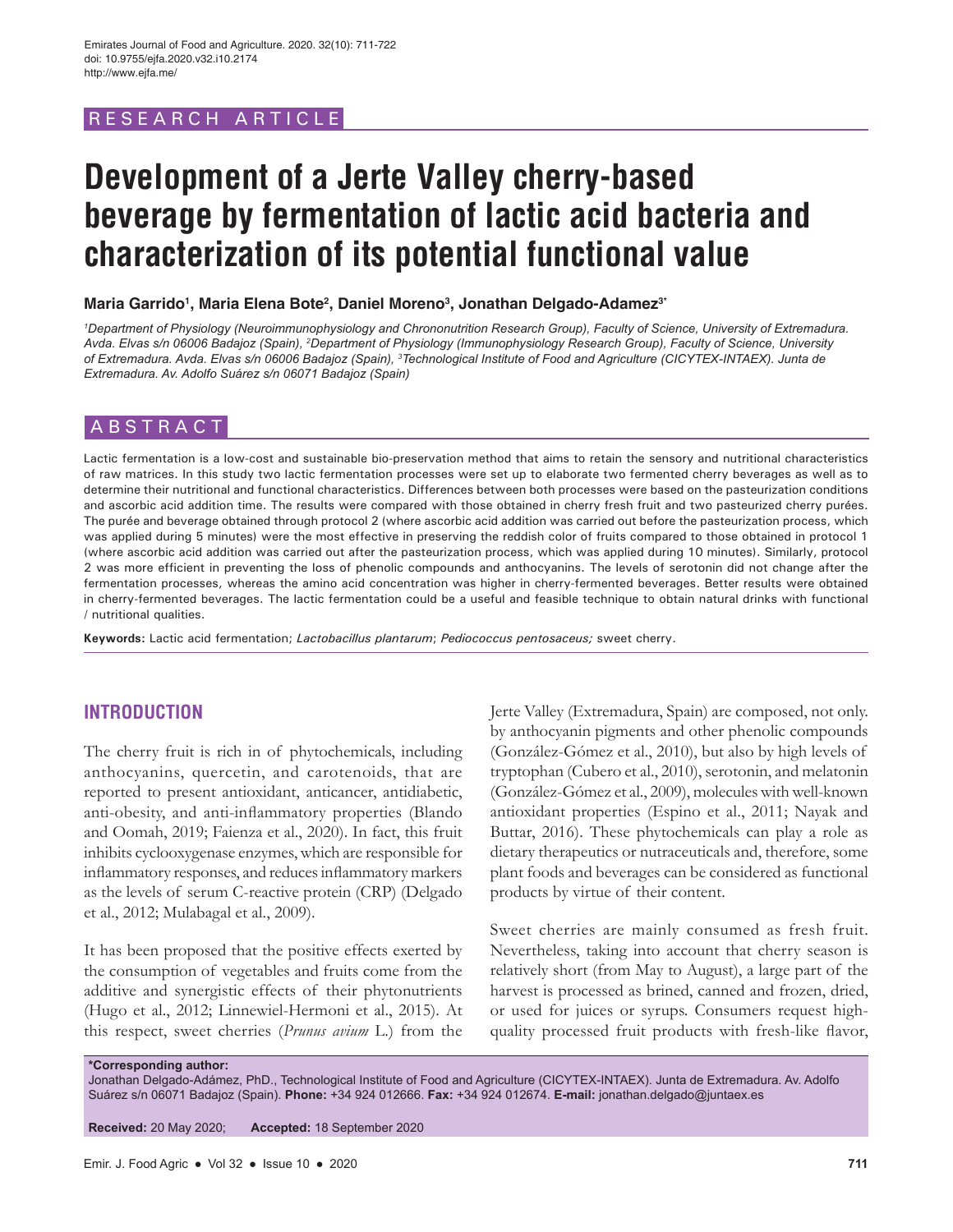RESEARCH ARTICLE

# Development of a Jerte Valley cherry-based beverage by fermentation of lactic acid bacteria and characterization of its potential functional value

**Maria Garrido[1], Maria Elena Bote[2], Daniel Moreno[3], Jonathan Delgado-Adamez[3*]**

*[1]Department of Physiology (Neuroimmunophysiology and Chrononutrition Research Group), Faculty of Science, University of Extremadura. Avda. Elvas s/n 06006 Badajoz (Spain), [2]Department of Physiology (Immunophysiology Research Group), Faculty of Science, University of Extremadura. Avda. Elvas s/n 06006 Badajoz (Spain), [3]Technological Institute of Food and Agriculture (CICYTEX-INTAEX). Junta de Extremadura. Av. Adolfo Suárez s/n 06071 Badajoz (Spain)*

## ABSTRACT

Lactic fermentation is a low-cost and sustainable bio-preservation method that aims to retain the sensory and nutritional characteristics of raw matrices. In this study two lactic fermentation processes were set up to elaborate two fermented cherry beverages as well as to determine their nutritional and functional characteristics. Differences between both processes were based on the pasteurization conditions and ascorbic acid addition time. The results were compared with those obtained in cherry fresh fruit and two pasteurized cherry purées. The purée and beverage obtained through protocol 2 (where ascorbic acid addition was carried out before the pasteurization process, which was applied during 5 minutes) were the most effective in preserving the reddish color of fruits compared to those obtained in protocol 1 (where ascorbic acid addition was carried out after the pasteurization process, which was applied during 10 minutes). Similarly, protocol 2 was more efficient in preventing the loss of phenolic compounds and anthocyanins. The levels of serotonin did not change after the fermentation processes, whereas the amino acid concentration was higher in cherry-fermented beverages. Better results were obtained in cherry-fermented beverages. The lactic fermentation could be a useful and feasible technique to obtain natural drinks with functional / nutritional qualities.

**Keywords:** Lactic acid fermentation; *Lactobacillus plantarum*; *Pediococcus pentosaceus;* sweet cherry.

## INTRODUCTION

The cherry fruit is rich in of phytochemicals, including anthocyanins, quercetin, and carotenoids, that are reported to present antioxidant, anticancer, antidiabetic, anti-obesity, and anti-inflammatory properties (Blando and Oomah, 2019; Faienza et al., 2020). In fact, this fruit inhibits cyclooxygenase enzymes, which are responsible for inflammatory responses, and reduces inflammatory markers as the levels of serum C-reactive protein (CRP) (Delgado et al., 2012; Mulabagal et al., 2009).

It has been proposed that the positive effects exerted by the consumption of vegetables and fruits come from the additive and synergistic effects of their phytonutrients (Hugo et al., 2012; Linnewiel-Hermoni et al., 2015). At this respect, sweet cherries (*Prunus avium* L.) from the Jerte Valley (Extremadura, Spain) are composed, not only. by anthocyanin pigments and other phenolic compounds (González-Gómez et al., 2010), but also by high levels of tryptophan (Cubero et al., 2010), serotonin, and melatonin (González-Gómez et al., 2009), molecules with well-known antioxidant properties (Espino et al., 2011; Nayak and Buttar, 2016). These phytochemicals can play a role as dietary therapeutics or nutraceuticals and, therefore, some plant foods and beverages can be considered as functional products by virtue of their content.

Sweet cherries are mainly consumed as fresh fruit. Nevertheless, taking into account that cherry season is relatively short (from May to August), a large part of the harvest is processed as brined, canned and frozen, dried, or used for juices or syrups. Consumers request high-quality processed fruit products with fresh-like flavor,

**\*Corresponding author:**
Jonathan Delgado-Adámez, PhD., Technological Institute of Food and Agriculture (CICYTEX-INTAEX). Junta de Extremadura. Av. Adolfo Suárez s/n 06071 Badajoz (Spain). **Phone:** +34 924 012666. **Fax:** +34 924 012674. **E-mail:** jonathan.delgado@juntaex.es

**Received:** 20 May 2020; **Accepted:** 18 September 2020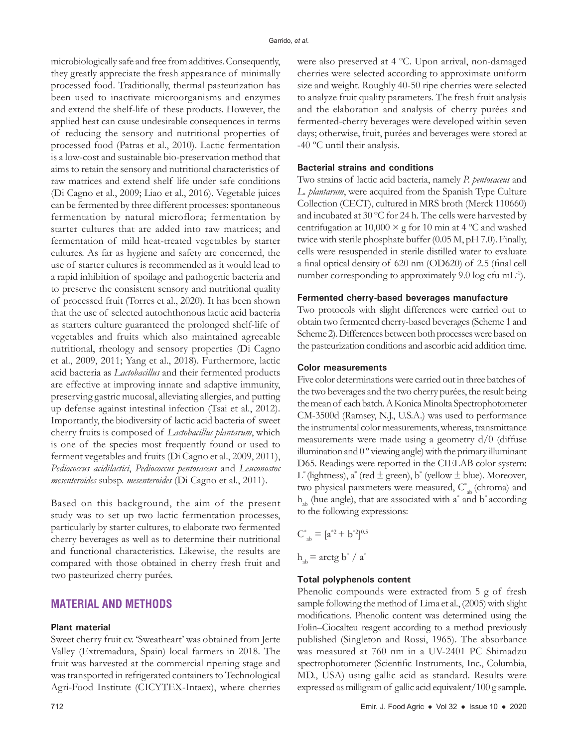microbiologically safe and free from additives. Consequently, they greatly appreciate the fresh appearance of minimally processed food. Traditionally, thermal pasteurization has been used to inactivate microorganisms and enzymes and extend the shelf-life of these products. However, the applied heat can cause undesirable consequences in terms of reducing the sensory and nutritional properties of processed food (Patras et al., 2010). Lactic fermentation is a low-cost and sustainable bio-preservation method that aims to retain the sensory and nutritional characteristics of raw matrices and extend shelf life under safe conditions (Di Cagno et al., 2009; Liao et al., 2016). Vegetable juices can be fermented by three different processes: spontaneous fermentation by natural microflora; fermentation by starter cultures that are added into raw matrices; and fermentation of mild heat-treated vegetables by starter cultures. As far as hygiene and safety are concerned, the use of starter cultures is recommended as it would lead to a rapid inhibition of spoilage and pathogenic bacteria and to preserve the consistent sensory and nutritional quality of processed fruit (Torres et al., 2020). It has been shown that the use of selected autochthonous lactic acid bacteria as starters culture guaranteed the prolonged shelf-life of vegetables and fruits which also maintained agreeable nutritional, rheology and sensory properties (Di Cagno et al., 2009, 2011; Yang et al., 2018). Furthermore, lactic acid bacteria as *Lactobacillus* and their fermented products are effective at improving innate and adaptive immunity, preserving gastric mucosal, alleviating allergies, and putting up defense against intestinal infection (Tsai et al., 2012). Importantly, the biodiversity of lactic acid bacteria of sweet cherry fruits is composed of *Lactobacillus plantarum*, which is one of the species most frequently found or used to ferment vegetables and fruits (Di Cagno et al., 2009, 2011), *Pediococcus acidilactici*, *Pediococcus pentosaceus* and *Leuconostoc mesenteroides* subsp. *mesenteroides* (Di Cagno et al., 2011).

Based on this background, the aim of the present study was to set up two lactic fermentation processes, particularly by starter cultures, to elaborate two fermented cherry beverages as well as to determine their nutritional and functional characteristics. Likewise, the results are compared with those obtained in cherry fresh fruit and two pasteurized cherry purées.

## MATERIAL AND METHODS

### Plant material

Sweet cherry fruit cv. 'Sweatheart' was obtained from Jerte Valley (Extremadura, Spain) local farmers in 2018. The fruit was harvested at the commercial ripening stage and was transported in refrigerated containers to Technological Agri-Food Institute (CICYTEX-Intaex), where cherries were also preserved at 4 ºC. Upon arrival, non-damaged cherries were selected according to approximate uniform size and weight. Roughly 40-50 ripe cherries were selected to analyze fruit quality parameters. The fresh fruit analysis and the elaboration and analysis of cherry purées and fermented-cherry beverages were developed within seven days; otherwise, fruit, purées and beverages were stored at -40 ºC until their analysis.

### Bacterial strains and conditions

Two strains of lactic acid bacteria, namely *P. pentosaceus* and *L. plantarum*, were acquired from the Spanish Type Culture Collection (CECT), cultured in MRS broth (Merck 110660) and incubated at 30 ºC for 24 h. The cells were harvested by centrifugation at 10,000 × g for 10 min at 4 ºC and washed twice with sterile phosphate buffer (0.05 M, pH 7.0). Finally, cells were resuspended in sterile distilled water to evaluate a final optical density of 620 nm (OD620) of 2.5 (final cell number corresponding to approximately 9.0 log cfu $mL^{-1}$).

### Fermented cherry-based beverages manufacture

Two protocols with slight differences were carried out to obtain two fermented cherry-based beverages (Scheme 1 and Scheme 2). Differences between both processes were based on the pasteurization conditions and ascorbic acid addition time.

### Color measurements

Five color determinations were carried out in three batches of the two beverages and the two cherry purées, the result being the mean of each batch. A Konica Minolta Spectrophotometer CM-3500d (Ramsey, N.J., U.S.A.) was used to performance the instrumental color measurements, whereas, transmittance measurements were made using a geometry d/0 (diffuse illumination and 0º viewing angle) with the primary illuminant D65. Readings were reported in the CIELAB color system: $L^*$ (lightness), $a^*$ (red ± green), $b^*$ (yellow ± blue). Moreover, two physical parameters were measured, $C^*_{ab}$ (chroma) and $h_{ab}$ (hue angle), that are associated with $a^*$ and $b^*$ according to the following expressions:

$$C^*_{ab} = [a^{*2} + b^{*2}]^{0.5}$$

$$h_{ab} = \text{arctg } b^* / a^*$$

### Total polyphenols content

Phenolic compounds were extracted from 5 g of fresh sample following the method of Lima et al., (2005) with slight modifications. Phenolic content was determined using the Folin–Ciocalteu reagent according to a method previously published (Singleton and Rossi, 1965). The absorbance was measured at 760 nm in a UV-2401 PC Shimadzu spectrophotometer (Scientific Instruments, Inc., Columbia, MD., USA) using gallic acid as standard. Results were expressed as milligram of gallic acid equivalent/100 g sample.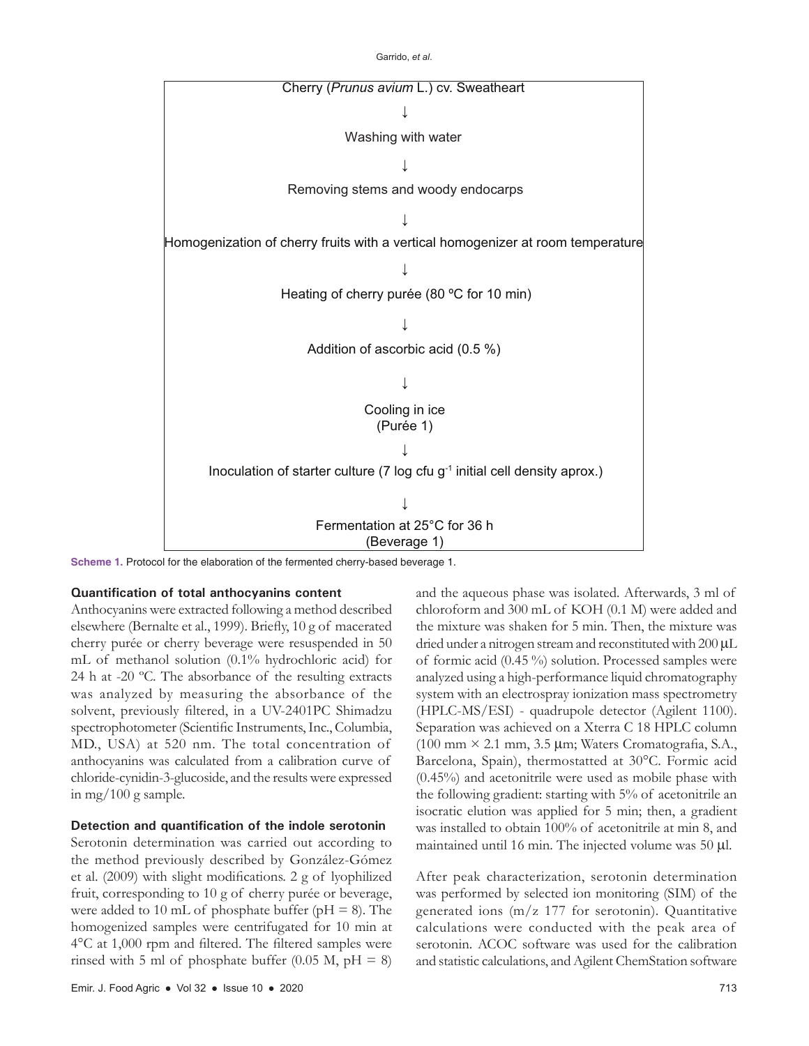Cherry (*Prunus avium* L.) cv. Sweatheart

↓

Washing with water

↓

Removing stems and woody endocarps

↓

Homogenization of cherry fruits with a vertical homogenizer at room temperature

↓

Heating of cherry purée (80 ºC for 10 min)

↓

Addition of ascorbic acid (0.5 %)

↓

Cooling in ice
(Purée 1)

↓

Inoculation of starter culture (7 log cfu $g^{-1}$ initial cell density aprox.)

↓

Fermentation at 25°C for 36 h
(Beverage 1)

**Scheme 1.** Protocol for the elaboration of the fermented cherry-based beverage 1.

### Quantification of total anthocyanins content

Anthocyanins were extracted following a method described elsewhere (Bernalte et al., 1999). Briefly, 10 g of macerated cherry purée or cherry beverage were resuspended in 50 mL of methanol solution (0.1% hydrochloric acid) for 24 h at -20 ºC. The absorbance of the resulting extracts was analyzed by measuring the absorbance of the solvent, previously filtered, in a UV-2401PC Shimadzu spectrophotometer (Scientific Instruments, Inc., Columbia, MD., USA) at 520 nm. The total concentration of anthocyanins was calculated from a calibration curve of chloride-cynidin-3-glucoside, and the results were expressed in mg/100 g sample.

### Detection and quantification of the indole serotonin

Serotonin determination was carried out according to the method previously described by González-Gómez et al. (2009) with slight modifications. 2 g of lyophilized fruit, corresponding to 10 g of cherry purée or beverage, were added to 10 mL of phosphate buffer (pH = 8). The homogenized samples were centrifugated for 10 min at 4°C at 1,000 rpm and filtered. The filtered samples were rinsed with 5 ml of phosphate buffer (0.05 M, pH = 8) and the aqueous phase was isolated. Afterwards, 3 ml of chloroform and 300 mL of KOH (0.1 M) were added and the mixture was shaken for 5 min. Then, the mixture was dried under a nitrogen stream and reconstituted with 200 μL of formic acid (0.45 %) solution. Processed samples were analyzed using a high-performance liquid chromatography system with an electrospray ionization mass spectrometry (HPLC-MS/ESI) - quadrupole detector (Agilent 1100). Separation was achieved on a Xterra C 18 HPLC column (100 mm × 2.1 mm, 3.5 μm; Waters Cromatografia, S.A., Barcelona, Spain), thermostatted at 30°C. Formic acid (0.45%) and acetonitrile were used as mobile phase with the following gradient: starting with 5% of acetonitrile an isocratic elution was applied for 5 min; then, a gradient was installed to obtain 100% of acetonitrile at min 8, and maintained until 16 min. The injected volume was 50 μl.

After peak characterization, serotonin determination was performed by selected ion monitoring (SIM) of the generated ions (m/z 177 for serotonin). Quantitative calculations were conducted with the peak area of serotonin. ACOC software was used for the calibration and statistic calculations, and Agilent ChemStation software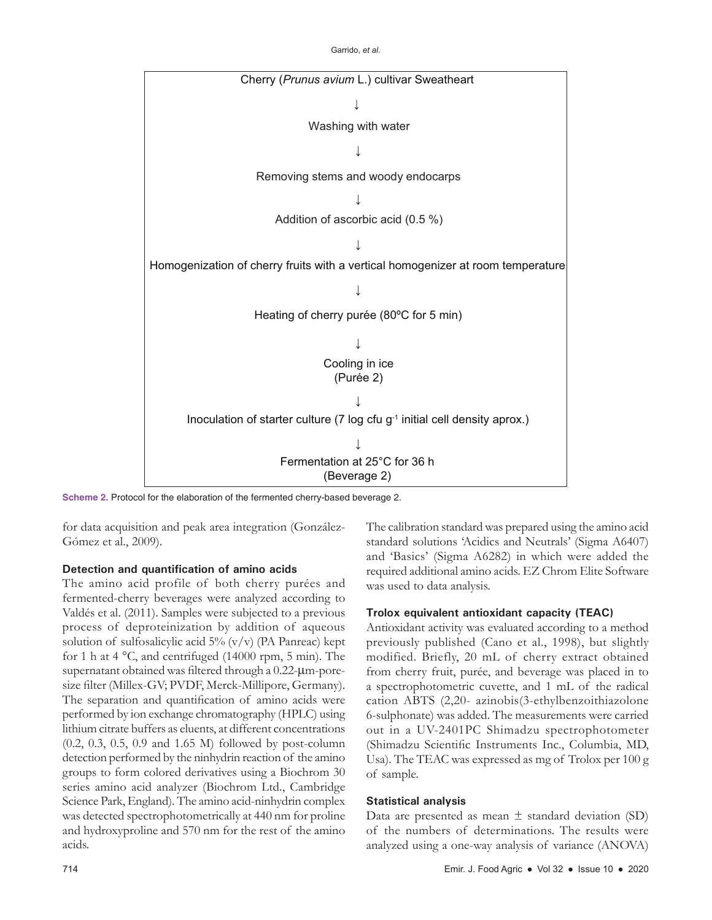Cherry (*Prunus avium* L.) cultivar Sweatheart

↓

Washing with water

↓

Removing stems and woody endocarps

↓

Addition of ascorbic acid (0.5 %)

↓

Homogenization of cherry fruits with a vertical homogenizer at room temperature

↓

Heating of cherry purée (80ºC for 5 min)

↓

Cooling in ice
(Purée 2)

↓

Inoculation of starter culture (7 log cfu $g^{-1}$ initial cell density aprox.)

↓

Fermentation at 25°C for 36 h
(Beverage 2)

**Scheme 2.** Protocol for the elaboration of the fermented cherry-based beverage 2.

for data acquisition and peak area integration (González-Gómez et al., 2009).

### Detection and quantification of amino acids

The amino acid profile of both cherry purées and fermented-cherry beverages were analyzed according to Valdés et al. (2011). Samples were subjected to a previous process of deproteinization by addition of aqueous solution of sulfosalicylic acid 5% (v/v) (PA Panreac) kept for 1 h at 4 °C, and centrifuged (14000 rpm, 5 min). The supernatant obtained was filtered through a 0.22-μm-pore-size filter (Millex-GV; PVDF, Merck-Millipore, Germany). The separation and quantification of amino acids were performed by ion exchange chromatography (HPLC) using lithium citrate buffers as eluents, at different concentrations (0.2, 0.3, 0.5, 0.9 and 1.65 M) followed by post-column detection performed by the ninhydrin reaction of the amino groups to form colored derivatives using a Biochrom 30 series amino acid analyzer (Biochrom Ltd., Cambridge Science Park, England). The amino acid-ninhydrin complex was detected spectrophotometrically at 440 nm for proline and hydroxyproline and 570 nm for the rest of the amino acids.

The calibration standard was prepared using the amino acid standard solutions 'Acidics and Neutrals' (Sigma A6407) and 'Basics' (Sigma A6282) in which were added the required additional amino acids. EZ Chrom Elite Software was used to data analysis.

### Trolox equivalent antioxidant capacity (TEAC)

Antioxidant activity was evaluated according to a method previously published (Cano et al., 1998), but slightly modified. Briefly, 20 mL of cherry extract obtained from cherry fruit, purée, and beverage was placed in to a spectrophotometric cuvette, and 1 mL of the radical cation ABTS (2,20- azinobis(3-ethylbenzoithiazolone 6-sulphonate) was added. The measurements were carried out in a UV-2401PC Shimadzu spectrophotometer (Shimadzu Scientific Instruments Inc., Columbia, MD, Usa). The TEAC was expressed as mg of Trolox per 100 g of sample.

### Statistical analysis

Data are presented as mean ± standard deviation (SD) of the numbers of determinations. The results were analyzed using a one-way analysis of variance (ANOVA)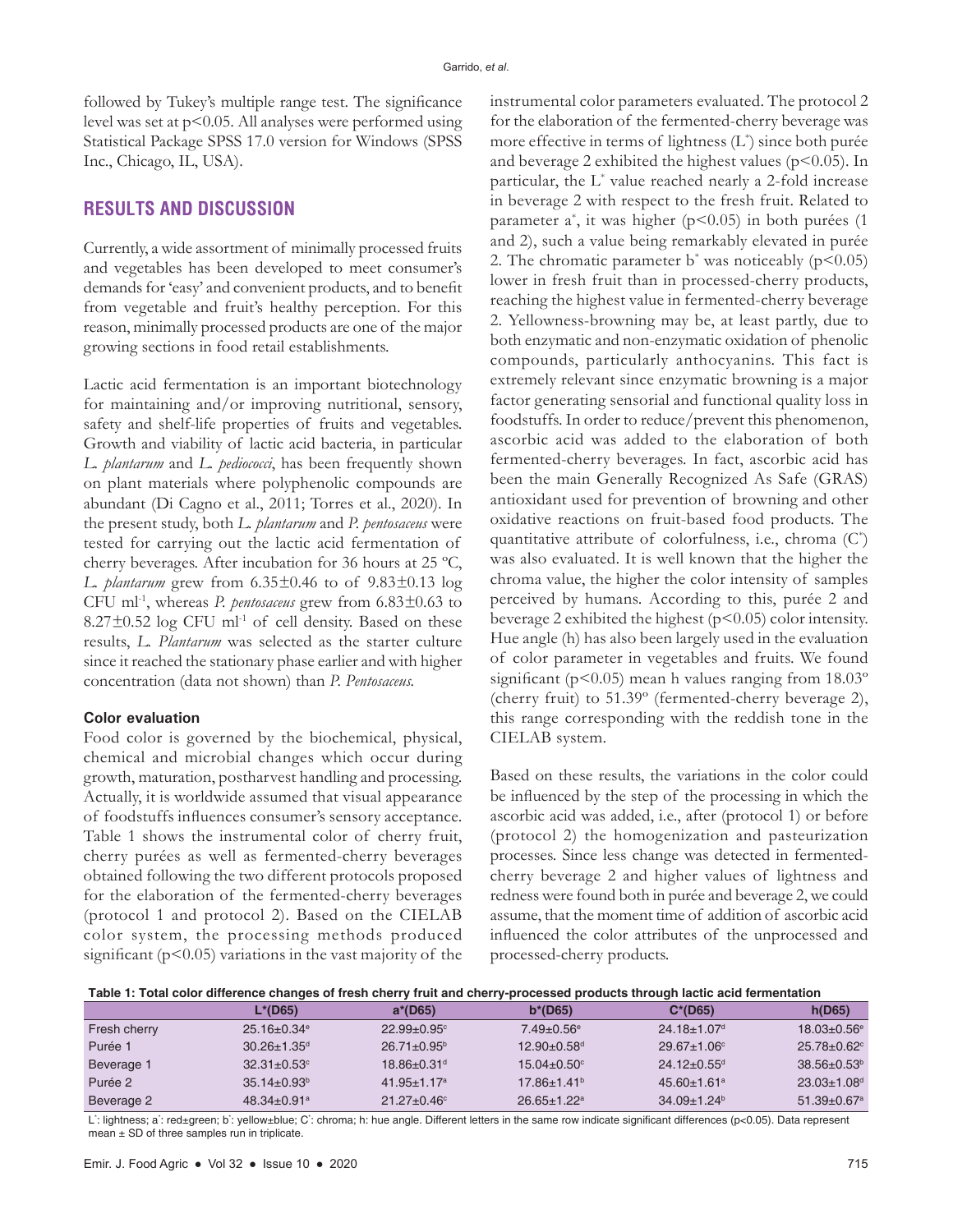followed by Tukey's multiple range test. The significance level was set at $p<0.05$. All analyses were performed using Statistical Package SPSS 17.0 version for Windows (SPSS Inc., Chicago, IL, USA).

## RESULTS AND DISCUSSION

Currently, a wide assortment of minimally processed fruits and vegetables has been developed to meet consumer's demands for 'easy' and convenient products, and to benefit from vegetable and fruit's healthy perception. For this reason, minimally processed products are one of the major growing sections in food retail establishments.

Lactic acid fermentation is an important biotechnology for maintaining and/or improving nutritional, sensory, safety and shelf-life properties of fruits and vegetables. Growth and viability of lactic acid bacteria, in particular *L. plantarum* and *L. pediococci*, has been frequently shown on plant materials where polyphenolic compounds are abundant (Di Cagno et al., 2011; Torres et al., 2020). In the present study, both *L. plantarum* and *P. pentosaceus* were tested for carrying out the lactic acid fermentation of cherry beverages. After incubation for 36 hours at 25 ºC, *L. plantarum* grew from 6.35±0.46 to of 9.83±0.13 log CFU $ml^{-1}$, whereas *P. pentosaceus* grew from 6.83±0.63 to 8.27±0.52 log CFU $ml^{-1}$ of cell density. Based on these results, *L. Plantarum* was selected as the starter culture since it reached the stationary phase earlier and with higher concentration (data not shown) than *P. Pentosaceus.*

### Color evaluation

Food color is governed by the biochemical, physical, chemical and microbial changes which occur during growth, maturation, postharvest handling and processing. Actually, it is worldwide assumed that visual appearance of foodstuffs influences consumer's sensory acceptance. Table 1 shows the instrumental color of cherry fruit, cherry purées as well as fermented-cherry beverages obtained following the two different protocols proposed for the elaboration of the fermented-cherry beverages (protocol 1 and protocol 2). Based on the CIELAB color system, the processing methods produced significant ($p<0.05$) variations in the vast majority of the instrumental color parameters evaluated. The protocol 2 for the elaboration of the fermented-cherry beverage was more effective in terms of lightness ($L^*$) since both purée and beverage 2 exhibited the highest values ($p<0.05$). In particular, the $L^*$ value reached nearly a 2-fold increase in beverage 2 with respect to the fresh fruit. Related to parameter $a^*$, it was higher ($p<0.05$) in both purées (1 and 2), such a value being remarkably elevated in purée 2. The chromatic parameter $b^*$ was noticeably ($p<0.05$) lower in fresh fruit than in processed-cherry products, reaching the highest value in fermented-cherry beverage 2. Yellowness-browning may be, at least partly, due to both enzymatic and non-enzymatic oxidation of phenolic compounds, particularly anthocyanins. This fact is extremely relevant since enzymatic browning is a major factor generating sensorial and functional quality loss in foodstuffs. In order to reduce/prevent this phenomenon, ascorbic acid was added to the elaboration of both fermented-cherry beverages. In fact, ascorbic acid has been the main Generally Recognized As Safe (GRAS) antioxidant used for prevention of browning and other oxidative reactions on fruit-based food products. The quantitative attribute of colorfulness, i.e., chroma ($C^*$) was also evaluated. It is well known that the higher the chroma value, the higher the color intensity of samples perceived by humans. According to this, purée 2 and beverage 2 exhibited the highest ($p<0.05$) color intensity. Hue angle (h) has also been largely used in the evaluation of color parameter in vegetables and fruits. We found significant ($p<0.05$) mean h values ranging from 18.03º (cherry fruit) to 51.39º (fermented-cherry beverage 2), this range corresponding with the reddish tone in the CIELAB system.

Based on these results, the variations in the color could be influenced by the step of the processing in which the ascorbic acid was added, i.e., after (protocol 1) or before (protocol 2) the homogenization and pasteurization processes. Since less change was detected in fermented-cherry beverage 2 and higher values of lightness and redness were found both in purée and beverage 2, we could assume, that the moment time of addition of ascorbic acid influenced the color attributes of the unprocessed and processed-cherry products.

**Table 1: Total color difference changes of fresh cherry fruit and cherry-processed products through lactic acid fermentation**

| | L*(D65) | a*(D65) | b*(D65) | C*(D65) | h(D65) |
|---|---|---|---|---|---|
| Fresh cherry | 25.16±0.34[e] | 22.99±0.95[c] | 7.49±0.56[e] | 24.18±1.07[d] | 18.03±0.56[e] |
| Purée 1 | 30.26±1.35[d] | 26.71±0.95[b] | 12.90±0.58[d] | 29.67±1.06[c] | 25.78±0.62[c] |
| Beverage 1 | 32.31±0.53[c] | 18.86±0.31[d] | 15.04±0.50[c] | 24.12±0.55[d] | 38.56±0.53[b] |
| Purée 2 | 35.14±0.93[b] | 41.95±1.17[a] | 17.86±1.41[b] | 45.60±1.61[a] | 23.03±1.08[d] |
| Beverage 2 | 48.34±0.91[a] | 21.27±0.46[c] | 26.65±1.22[a] | 34.09±1.24[b] | 51.39±0.67[a] |

$L^*$: lightness; $a^*$: red±green; $b^*$: yellow±blue; $C^*$: chroma; h: hue angle. Different letters in the same row indicate significant differences ($p<0.05$). Data represent mean ± SD of three samples run in triplicate.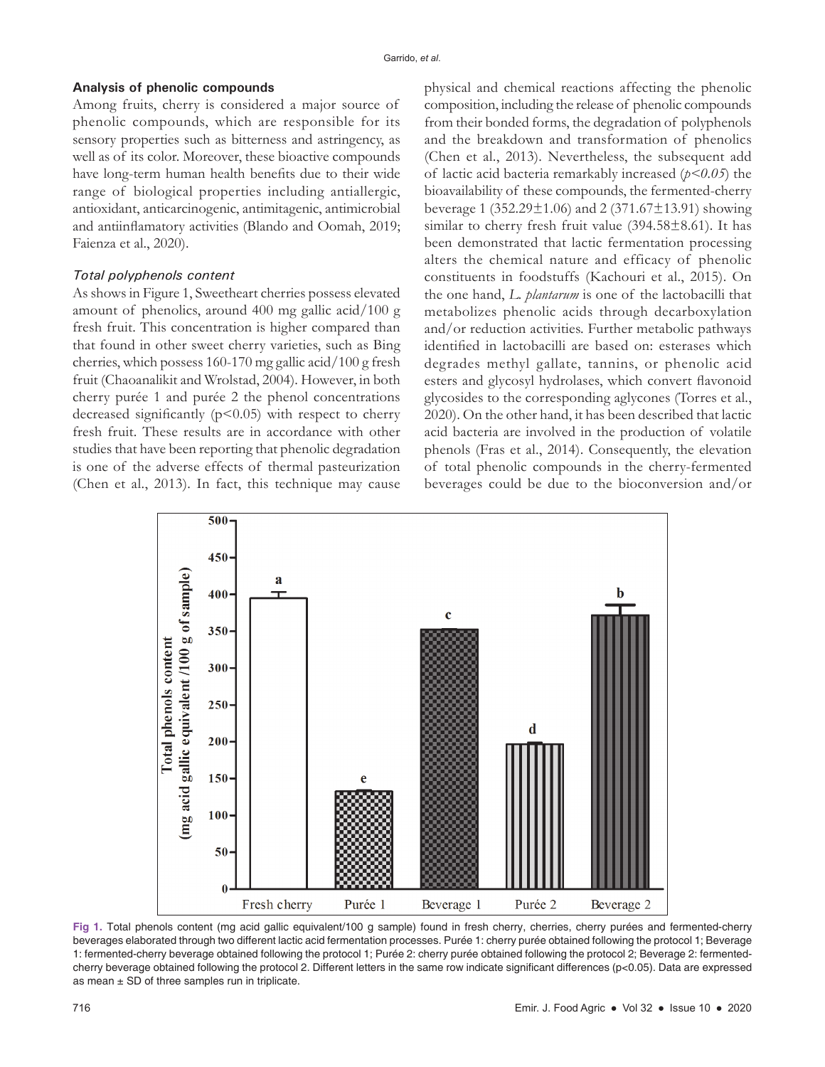### Analysis of phenolic compounds

Among fruits, cherry is considered a major source of phenolic compounds, which are responsible for its sensory properties such as bitterness and astringency, as well as of its color. Moreover, these bioactive compounds have long-term human health benefits due to their wide range of biological properties including antiallergic, antioxidant, anticarcinogenic, antimitagenic, antimicrobial and antiinflamatory activities (Blando and Oomah, 2019; Faienza et al., 2020).

#### *Total polyphenols content*

As shows in Figure 1, Sweetheart cherries possess elevated amount of phenolics, around 400 mg gallic acid/100 g fresh fruit. This concentration is higher compared than that found in other sweet cherry varieties, such as Bing cherries, which possess 160-170 mg gallic acid/100 g fresh fruit (Chaoanalikit and Wrolstad, 2004). However, in both cherry purée 1 and purée 2 the phenol concentrations decreased significantly ($p<0.05$) with respect to cherry fresh fruit. These results are in accordance with other studies that have been reporting that phenolic degradation is one of the adverse effects of thermal pasteurization (Chen et al., 2013). In fact, this technique may cause physical and chemical reactions affecting the phenolic composition, including the release of phenolic compounds from their bonded forms, the degradation of polyphenols and the breakdown and transformation of phenolics (Chen et al., 2013). Nevertheless, the subsequent add of lactic acid bacteria remarkably increased ($p<0.05$) the bioavailability of these compounds, the fermented-cherry beverage 1 (352.29±1.06) and 2 (371.67±13.91) showing similar to cherry fresh fruit value (394.58±8.61). It has been demonstrated that lactic fermentation processing alters the chemical nature and efficacy of phenolic constituents in foodstuffs (Kachouri et al., 2015). On the one hand, *L. plantarum* is one of the lactobacilli that metabolizes phenolic acids through decarboxylation and/or reduction activities. Further metabolic pathways identified in lactobacilli are based on: esterases which degrades methyl gallate, tannins, or phenolic acid esters and glycosyl hydrolases, which convert flavonoid glycosides to the corresponding aglycones (Torres et al., 2020). On the other hand, it has been described that lactic acid bacteria are involved in the production of volatile phenols (Fras et al., 2014). Consequently, the elevation of total phenolic compounds in the cherry-fermented beverages could be due to the bioconversion and/or

**Fig 1.** Total phenols content (mg acid gallic equivalent/100 g sample) found in fresh cherry, cherries, cherry purées and fermented-cherry beverages elaborated through two different lactic acid fermentation processes. Purée 1: cherry purée obtained following the protocol 1; Beverage 1: fermented-cherry beverage obtained following the protocol 1; Purée 2: cherry purée obtained following the protocol 2; Beverage 2: fermented-cherry beverage obtained following the protocol 2. Different letters in the same row indicate significant differences ($p<0.05$). Data are expressed as mean ± SD of three samples run in triplicate.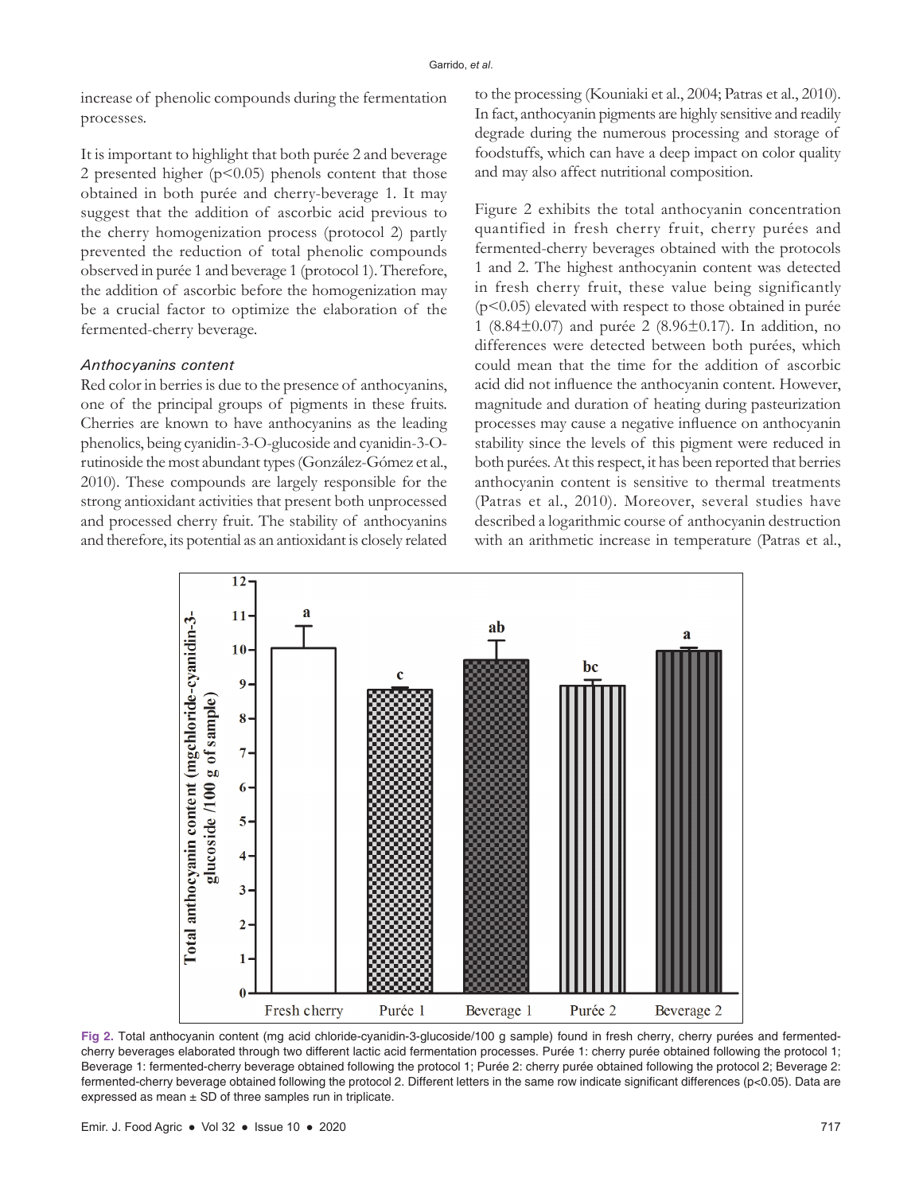increase of phenolic compounds during the fermentation processes.

It is important to highlight that both purée 2 and beverage 2 presented higher ($p<0.05$) phenols content that those obtained in both purée and cherry-beverage 1. It may suggest that the addition of ascorbic acid previous to the cherry homogenization process (protocol 2) partly prevented the reduction of total phenolic compounds observed in purée 1 and beverage 1 (protocol 1). Therefore, the addition of ascorbic before the homogenization may be a crucial factor to optimize the elaboration of the fermented-cherry beverage.

### *Anthocyanins content*

Red color in berries is due to the presence of anthocyanins, one of the principal groups of pigments in these fruits. Cherries are known to have anthocyanins as the leading phenolics, being cyanidin-3-O-glucoside and cyanidin-3-O-rutinoside the most abundant types (González-Gómez et al., 2010). These compounds are largely responsible for the strong antioxidant activities that present both unprocessed and processed cherry fruit. The stability of anthocyanins and therefore, its potential as an antioxidant is closely related to the processing (Kouniaki et al., 2004; Patras et al., 2010). In fact, anthocyanin pigments are highly sensitive and readily degrade during the numerous processing and storage of foodstuffs, which can have a deep impact on color quality and may also affect nutritional composition.

Figure 2 exhibits the total anthocyanin concentration quantified in fresh cherry fruit, cherry purées and fermented-cherry beverages obtained with the protocols 1 and 2. The highest anthocyanin content was detected in fresh cherry fruit, these value being significantly ($p<0.05$) elevated with respect to those obtained in purée 1 (8.84±0.07) and purée 2 (8.96±0.17). In addition, no differences were detected between both purées, which could mean that the time for the addition of ascorbic acid did not influence the anthocyanin content. However, magnitude and duration of heating during pasteurization processes may cause a negative influence on anthocyanin stability since the levels of this pigment were reduced in both purées. At this respect, it has been reported that berries anthocyanin content is sensitive to thermal treatments (Patras et al., 2010). Moreover, several studies have described a logarithmic course of anthocyanin destruction with an arithmetic increase in temperature (Patras et al.,

**Fig 2.** Total anthocyanin content (mg acid chloride-cyanidin-3-glucoside/100 g sample) found in fresh cherry, cherry purées and fermented-cherry beverages elaborated through two different lactic acid fermentation processes. Purée 1: cherry purée obtained following the protocol 1; Beverage 1: fermented-cherry beverage obtained following the protocol 1; Purée 2: cherry purée obtained following the protocol 2; Beverage 2: fermented-cherry beverage obtained following the protocol 2. Different letters in the same row indicate significant differences ($p<0.05$). Data are expressed as mean ± SD of three samples run in triplicate.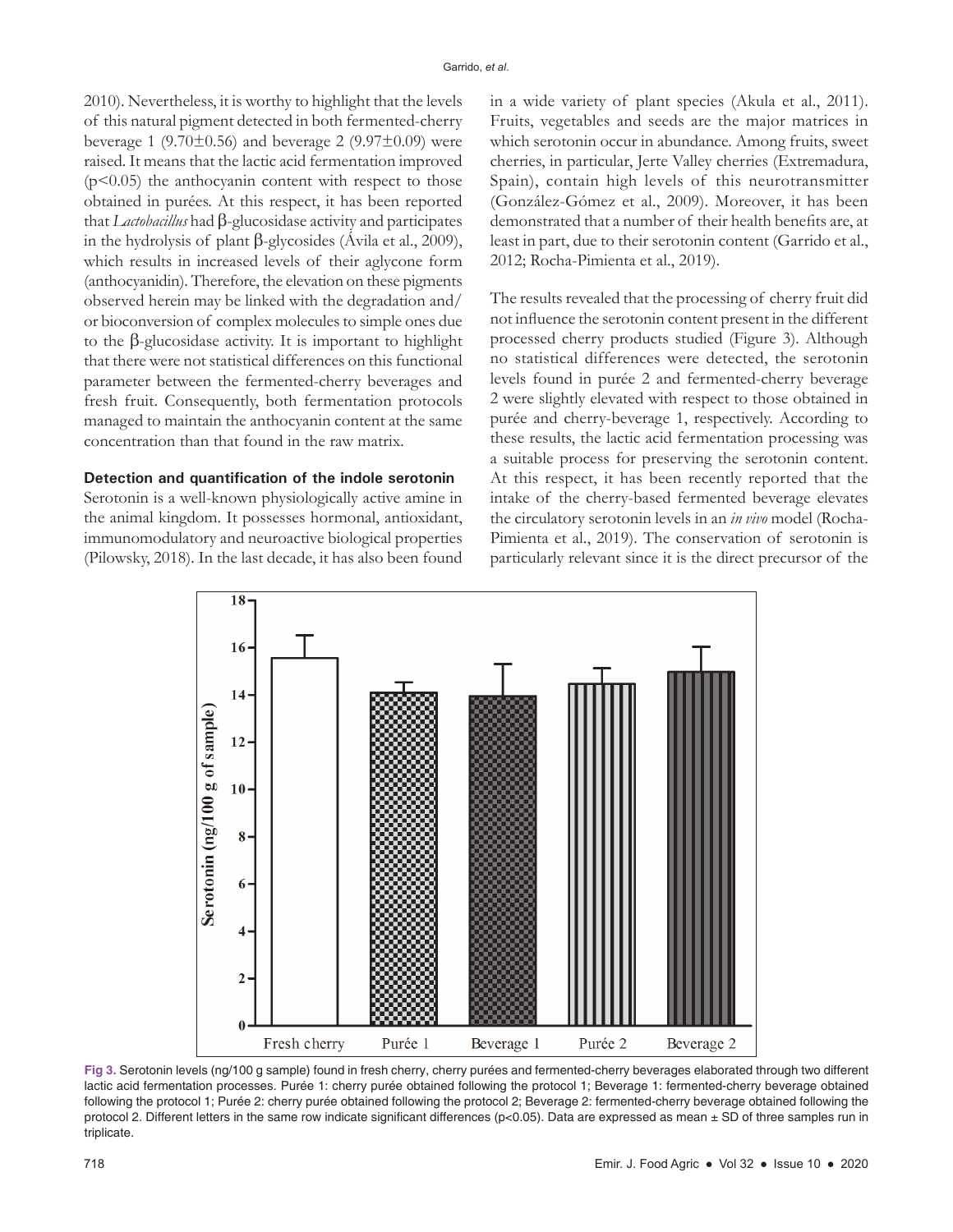2010). Nevertheless, it is worthy to highlight that the levels of this natural pigment detected in both fermented-cherry beverage 1 (9.70±0.56) and beverage 2 (9.97±0.09) were raised. It means that the lactic acid fermentation improved ($p<0.05$) the anthocyanin content with respect to those obtained in purées. At this respect, it has been reported that *Lactobacillus* had β-glucosidase activity and participates in the hydrolysis of plant β-glycosides (Ávila et al., 2009), which results in increased levels of their aglycone form (anthocyanidin). Therefore, the elevation on these pigments observed herein may be linked with the degradation and/or bioconversion of complex molecules to simple ones due to the β-glucosidase activity. It is important to highlight that there were not statistical differences on this functional parameter between the fermented-cherry beverages and fresh fruit. Consequently, both fermentation protocols managed to maintain the anthocyanin content at the same concentration than that found in the raw matrix.

### Detection and quantification of the indole serotonin

Serotonin is a well-known physiologically active amine in the animal kingdom. It possesses hormonal, antioxidant, immunomodulatory and neuroactive biological properties (Pilowsky, 2018). In the last decade, it has also been found in a wide variety of plant species (Akula et al., 2011). Fruits, vegetables and seeds are the major matrices in which serotonin occur in abundance. Among fruits, sweet cherries, in particular, Jerte Valley cherries (Extremadura, Spain), contain high levels of this neurotransmitter (González-Gómez et al., 2009). Moreover, it has been demonstrated that a number of their health benefits are, at least in part, due to their serotonin content (Garrido et al., 2012; Rocha-Pimienta et al., 2019).

The results revealed that the processing of cherry fruit did not influence the serotonin content present in the different processed cherry products studied (Figure 3). Although no statistical differences were detected, the serotonin levels found in purée 2 and fermented-cherry beverage 2 were slightly elevated with respect to those obtained in purée and cherry-beverage 1, respectively. According to these results, the lactic acid fermentation processing was a suitable process for preserving the serotonin content. At this respect, it has been recently reported that the intake of the cherry-based fermented beverage elevates the circulatory serotonin levels in an *in vivo* model (Rocha-Pimienta et al., 2019). The conservation of serotonin is particularly relevant since it is the direct precursor of the

**Fig 3.** Serotonin levels (ng/100 g sample) found in fresh cherry, cherry purées and fermented-cherry beverages elaborated through two different lactic acid fermentation processes. Purée 1: cherry purée obtained following the protocol 1; Beverage 1: fermented-cherry beverage obtained following the protocol 1; Purée 2: cherry purée obtained following the protocol 2; Beverage 2: fermented-cherry beverage obtained following the protocol 2. Different letters in the same row indicate significant differences ($p<0.05$). Data are expressed as mean ± SD of three samples run in triplicate.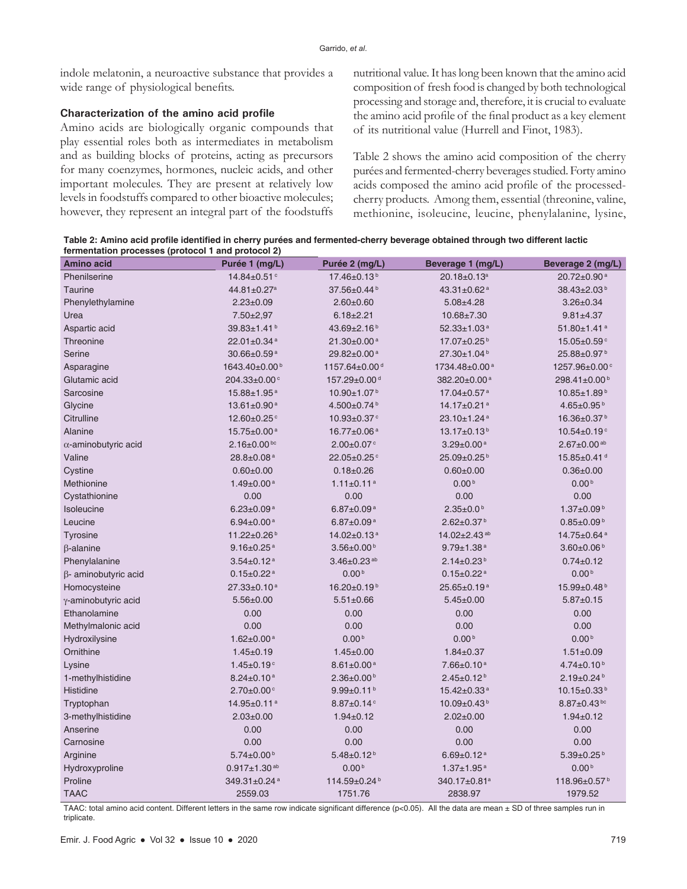indole melatonin, a neuroactive substance that provides a wide range of physiological benefits.

### Characterization of the amino acid profile

Amino acids are biologically organic compounds that play essential roles both as intermediates in metabolism and as building blocks of proteins, acting as precursors for many coenzymes, hormones, nucleic acids, and other important molecules. They are present at relatively low levels in foodstuffs compared to other bioactive molecules; however, they represent an integral part of the foodstuffs nutritional value. It has long been known that the amino acid composition of fresh food is changed by both technological processing and storage and, therefore, it is crucial to evaluate the amino acid profile of the final product as a key element of its nutritional value (Hurrell and Finot, 1983).

Table 2 shows the amino acid composition of the cherry purées and fermented-cherry beverages studied. Forty amino acids composed the amino acid profile of the processed-cherry products. Among them, essential (threonine, valine, methionine, isoleucine, leucine, phenylalanine, lysine,

**Table 2: Amino acid profile identified in cherry purées and fermented-cherry beverage obtained through two different lactic fermentation processes (protocol 1 and protocol 2)**

| Amino acid | Purée 1 (mg/L) | Purée 2 (mg/L) | Beverage 1 (mg/L) | Beverage 2 (mg/L) |
|---|---|---|---|---|
| Phenilserine | 14.84±0.51 c | 17.46±0.13 b | 20.18±0.13a | 20.72±0.90 a |
| Taurine | 44.81±0.27a | 37.56±0.44 b | 43.31±0.62 a | 38.43±2.03 b |
| Phenylethylamine | 2.23±0.09 | 2.60±0.60 | 5.08±4.28 | 3.26±0.34 |
| Urea | 7.50±2,97 | 6.18±2.21 | 10.68±7.30 | 9.81±4.37 |
| Aspartic acid | 39.83±1.41 b | 43.69±2.16 b | 52.33±1.03 a | 51.80±1.41 a |
| Threonine | 22.01±0.34 a | 21.30±0.00 a | 17.07±0.25 b | 15.05±0.59 c |
| Serine | 30.66±0.59 a | 29.82±0.00 a | 27.30±1.04 b | 25.88±0.97 b |
| Asparagine | 1643.40±0.00 b | 1157.64±0.00 d | 1734.48±0.00 a | 1257.96±0.00 c |
| Glutamic acid | 204.33±0.00 c | 157.29±0.00 d | 382.20±0.00 a | 298.41±0.00 b |
| Sarcosine | 15.88±1.95 a | 10.90±1.07 b | 17.04±0.57 a | 10.85±1.89 b |
| Glycine | 13.61±0.90 a | 4.500±0.74 b | 14.17±0.21 a | 4.65±0.95 b |
| Citrulline | 12.60±0.25 c | 10.93±0.37 c | 23.10±1.24 a | 16.36±0.37 b |
| Alanine | 15.75±0.00 a | 16.77±0.06 a | 13.17±0.13 b | 10.54±0.19 c |
| α-aminobutyric acid | 2.16±0.00 bc | 2.00±0.07 c | 3.29±0.00 a | 2.67±0.00 ab |
| Valine | 28.8±0.08 a | 22.05±0.25 c | 25.09±0.25 b | 15.85±0.41 d |
| Cystine | 0.60±0.00 | 0.18±0.26 | 0.60±0.00 | 0.36±0.00 |
| Methionine | 1.49±0.00 a | 1.11±0.11 a | 0.00 b | 0.00 b |
| Cystathionine | 0.00 | 0.00 | 0.00 | 0.00 |
| Isoleucine | 6.23±0.09 a | 6.87±0.09 a | 2.35±0.0 b | 1.37±0.09 b |
| Leucine | 6.94±0.00 a | 6.87±0.09 a | 2.62±0.37 b | 0.85±0.09 b |
| Tyrosine | 11.22±0.26 b | 14.02±0.13 a | 14.02±2.43 ab | 14.75±0.64 a |
| β-alanine | 9.16±0.25 a | 3.56±0.00 b | 9.79±1.38 a | 3.60±0.06 b |
| Phenylalanine | 3.54±0.12 a | 3.46±0.23 ab | 2.14±0.23 b | 0.74±0.12 |
| β- aminobutyric acid | 0.15±0.22 a | 0.00 b | 0.15±0.22 a | 0.00 b |
| Homocysteine | 27.33±0.10 a | 16.20±0.19 b | 25.65±0.19 a | 15.99±0.48 b |
| γ-aminobutyric acid | 5.56±0.00 | 5.51±0.66 | 5.45±0.00 | 5.87±0.15 |
| Ethanolamine | 0.00 | 0.00 | 0.00 | 0.00 |
| Methylmalonic acid | 0.00 | 0.00 | 0.00 | 0.00 |
| Hydroxilysine | 1.62±0.00 a | 0.00 b | 0.00 b | 0.00 b |
| Ornithine | 1.45±0.19 | 1.45±0.00 | 1.84±0.37 | 1.51±0.09 |
| Lysine | 1.45±0.19 c | 8.61±0.00 a | 7.66±0.10 a | 4.74±0.10 b |
| 1-methylhistidine | 8.24±0.10 a | 2.36±0.00 b | 2.45±0.12 b | 2.19±0.24 b |
| Histidine | 2.70±0.00 c | 9.99±0.11 b | 15.42±0.33 a | 10.15±0.33 b |
| Tryptophan | 14.95±0.11 a | 8.87±0.14 c | 10.09±0.43 b | 8.87±0.43 bc |
| 3-methylhistidine | 2.03±0.00 | 1.94±0.12 | 2.02±0.00 | 1.94±0.12 |
| Anserine | 0.00 | 0.00 | 0.00 | 0.00 |
| Carnosine | 0.00 | 0.00 | 0.00 | 0.00 |
| Arginine | 5.74±0.00 b | 5.48±0.12 b | 6.69±0.12 a | 5.39±0.25 b |
| Hydroxyproline | 0.917±1.30 ab | 0.00 b | 1.37±1.95 a | 0.00 b |
| Proline | 349.31±0.24 a | 114.59±0.24 b | 340.17±0.81a | 118.96±0.57 b |
| TAAC | 2559.03 | 1751.76 | 2838.97 | 1979.52 |

TAAC: total amino acid content. Different letters in the same row indicate significant difference ($p<0.05$). All the data are mean ± SD of three samples run in triplicate.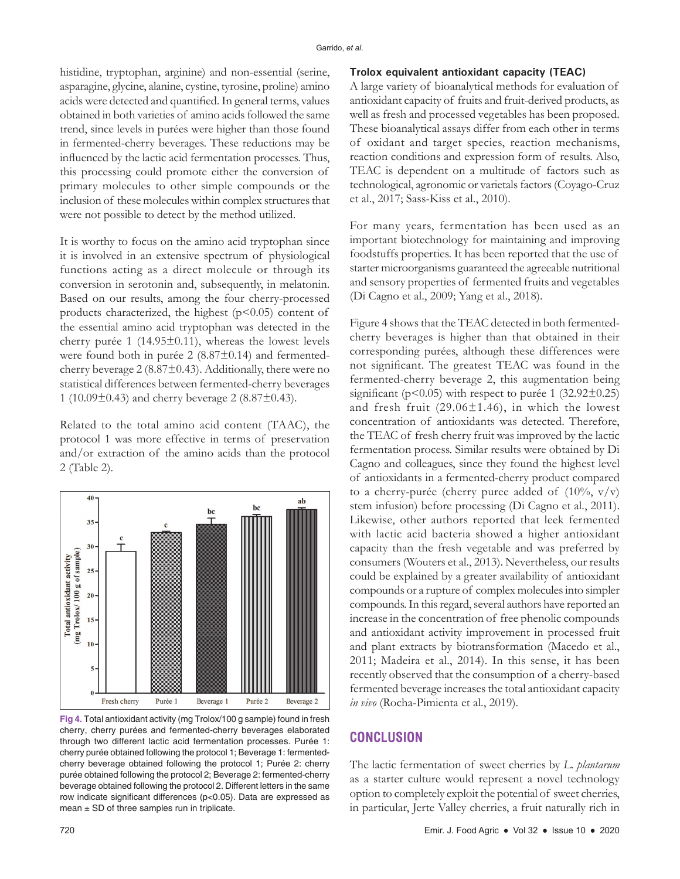histidine, tryptophan, arginine) and non-essential (serine, asparagine, glycine, alanine, cystine, tyrosine, proline) amino acids were detected and quantified. In general terms, values obtained in both varieties of amino acids followed the same trend, since levels in purées were higher than those found in fermented-cherry beverages. These reductions may be influenced by the lactic acid fermentation processes. Thus, this processing could promote either the conversion of primary molecules to other simple compounds or the inclusion of these molecules within complex structures that were not possible to detect by the method utilized.

It is worthy to focus on the amino acid tryptophan since it is involved in an extensive spectrum of physiological functions acting as a direct molecule or through its conversion in serotonin and, subsequently, in melatonin. Based on our results, among the four cherry-processed products characterized, the highest ($p<0.05$) content of the essential amino acid tryptophan was detected in the cherry purée 1 (14.95±0.11), whereas the lowest levels were found both in purée 2 (8.87±0.14) and fermented-cherry beverage 2 (8.87±0.43). Additionally, there were no statistical differences between fermented-cherry beverages 1 (10.09±0.43) and cherry beverage 2 (8.87±0.43).

Related to the total amino acid content (TAAC), the protocol 1 was more effective in terms of preservation and/or extraction of the amino acids than the protocol 2 (Table 2).

Fig 4. Total antioxidant activity (mg Trolox/100 g sample) found in fresh cherry, cherry purées and fermented-cherry beverages elaborated through two different lactic acid fermentation processes. Purée 1: cherry purée obtained following the protocol 1; Beverage 1: fermented-cherry beverage obtained following the protocol 1; Purée 2: cherry purée obtained following the protocol 2; Beverage 2: fermented-cherry beverage obtained following the protocol 2. Different letters in the same row indicate significant differences ($p<0.05$). Data are expressed as mean ± SD of three samples run in triplicate.

### Trolox equivalent antioxidant capacity (TEAC)

A large variety of bioanalytical methods for evaluation of antioxidant capacity of fruits and fruit-derived products, as well as fresh and processed vegetables has been proposed. These bioanalytical assays differ from each other in terms of oxidant and target species, reaction mechanisms, reaction conditions and expression form of results. Also, TEAC is dependent on a multitude of factors such as technological, agronomic or varietals factors (Coyago-Cruz et al., 2017; Sass-Kiss et al., 2010).

For many years, fermentation has been used as an important biotechnology for maintaining and improving foodstuffs properties. It has been reported that the use of starter microorganisms guaranteed the agreeable nutritional and sensory properties of fermented fruits and vegetables (Di Cagno et al., 2009; Yang et al., 2018).

Figure 4 shows that the TEAC detected in both fermented-cherry beverages is higher than that obtained in their corresponding purées, although these differences were not significant. The greatest TEAC was found in the fermented-cherry beverage 2, this augmentation being significant ($p<0.05$) with respect to purée 1 (32.92±0.25) and fresh fruit (29.06±1.46), in which the lowest concentration of antioxidants was detected. Therefore, the TEAC of fresh cherry fruit was improved by the lactic fermentation process. Similar results were obtained by Di Cagno and colleagues, since they found the highest level of antioxidants in a fermented-cherry product compared to a cherry-purée (cherry puree added of (10%, v/v) stem infusion) before processing (Di Cagno et al., 2011). Likewise, other authors reported that leek fermented with lactic acid bacteria showed a higher antioxidant capacity than the fresh vegetable and was preferred by consumers (Wouters et al., 2013). Nevertheless, our results could be explained by a greater availability of antioxidant compounds or a rupture of complex molecules into simpler compounds. In this regard, several authors have reported an increase in the concentration of free phenolic compounds and antioxidant activity improvement in processed fruit and plant extracts by biotransformation (Macedo et al., 2011; Madeira et al., 2014). In this sense, it has been recently observed that the consumption of a cherry-based fermented beverage increases the total antioxidant capacity *in vivo* (Rocha-Pimienta et al., 2019).

## CONCLUSION

The lactic fermentation of sweet cherries by *L. plantarum* as a starter culture would represent a novel technology option to completely exploit the potential of sweet cherries, in particular, Jerte Valley cherries, a fruit naturally rich in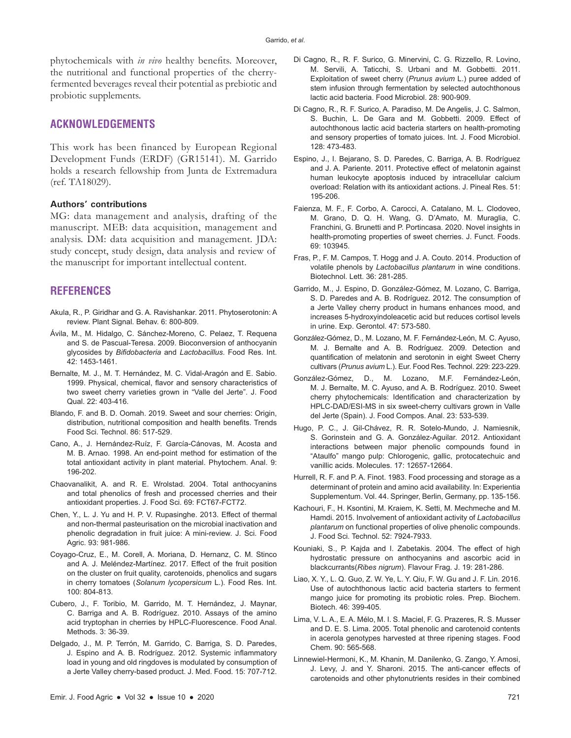phytochemicals with *in vivo* healthy benefits. Moreover, the nutritional and functional properties of the cherry-fermented beverages reveal their potential as prebiotic and probiotic supplements.

## ACKNOWLEDGEMENTS

This work has been financed by European Regional Development Funds (ERDF) (GR15141). M. Garrido holds a research fellowship from Junta de Extremadura (ref. TA18029).

### Authors' contributions

MG: data management and analysis, drafting of the manuscript. MEB: data acquisition, management and analysis. DM: data acquisition and management. JDA: study concept, study design, data analysis and review of the manuscript for important intellectual content.

## REFERENCES

Akula, R., P. Giridhar and G. A. Ravishankar. 2011. Phytoserotonin: A review. Plant Signal. Behav. 6: 800-809.

Ávila, M., M. Hidalgo, C. Sánchez-Moreno, C. Pelaez, T. Requena and S. de Pascual-Teresa. 2009. Bioconversion of anthocyanin glycosides by *Bifidobacteria* and *Lactobacillus*. Food Res. Int. 42: 1453-1461.

Bernalte, M. J., M. T. Hernández, M. C. Vidal-Aragón and E. Sabio. 1999. Physical, chemical, flavor and sensory characteristics of two sweet cherry varieties grown in "Valle del Jerte". J. Food Qual. 22: 403-416.

Blando, F. and B. D. Oomah. 2019. Sweet and sour cherries: Origin, distribution, nutritional composition and health benefits. Trends Food Sci. Technol. 86: 517-529.

Cano, A., J. Hernández-Ruíz, F. García-Cánovas, M. Acosta and M. B. Arnao. 1998. An end-point method for estimation of the total antioxidant activity in plant material. Phytochem. Anal. 9: 196-202.

Chaovanalikit, A. and R. E. Wrolstad. 2004. Total anthocyanins and total phenolics of fresh and processed cherries and their antioxidant properties. J. Food Sci. 69: FCT67-FCT72.

Chen, Y., L. J. Yu and H. P. V. Rupasinghe. 2013. Effect of thermal and non-thermal pasteurisation on the microbial inactivation and phenolic degradation in fruit juice: A mini-review. J. Sci. Food Agric. 93: 981-986.

Coyago-Cruz, E., M. Corell, A. Moriana, D. Hernanz, C. M. Stinco and A. J. Meléndez-Martínez. 2017. Effect of the fruit position on the cluster on fruit quality, carotenoids, phenolics and sugars in cherry tomatoes (*Solanum lycopersicum* L.). Food Res. Int. 100: 804-813.

Cubero, J., F. Toribio, M. Garrido, M. T. Hernández, J. Maynar, C. Barriga and A. B. Rodríguez. 2010. Assays of the amino acid tryptophan in cherries by HPLC-Fluorescence. Food Anal. Methods. 3: 36-39.

Delgado, J., M. P. Terrón, M. Garrido, C. Barriga, S. D. Paredes, J. Espino and A. B. Rodríguez. 2012. Systemic inflammatory load in young and old ringdoves is modulated by consumption of a Jerte Valley cherry-based product. J. Med. Food. 15: 707-712.

Di Cagno, R., R. F. Surico, G. Minervini, C. G. Rizzello, R. Lovino, M. Servili, A. Taticchi, S. Urbani and M. Gobbetti. 2011. Exploitation of sweet cherry (*Prunus avium* L.) puree added of stem infusion through fermentation by selected autochthonous lactic acid bacteria. Food Microbiol. 28: 900-909.

Di Cagno, R., R. F. Surico, A. Paradiso, M. De Angelis, J. C. Salmon, S. Buchin, L. De Gara and M. Gobbetti. 2009. Effect of autochthonous lactic acid bacteria starters on health-promoting and sensory properties of tomato juices. Int. J. Food Microbiol. 128: 473-483.

Espino, J., I. Bejarano, S. D. Paredes, C. Barriga, A. B. Rodríguez and J. A. Pariente. 2011. Protective effect of melatonin against human leukocyte apoptosis induced by intracellular calcium overload: Relation with its antioxidant actions. J. Pineal Res. 51: 195-206.

Faienza, M. F., F. Corbo, A. Carocci, A. Catalano, M. L. Clodoveo, M. Grano, D. Q. H. Wang, G. D'Amato, M. Muraglia, C. Franchini, G. Brunetti and P. Portincasa. 2020. Novel insights in health-promoting properties of sweet cherries. J. Funct. Foods. 69: 103945.

Fras, P., F. M. Campos, T. Hogg and J. A. Couto. 2014. Production of volatile phenols by *Lactobacillus plantarum* in wine conditions. Biotechnol. Lett. 36: 281-285.

Garrido, M., J. Espino, D. González-Gómez, M. Lozano, C. Barriga, S. D. Paredes and A. B. Rodríguez. 2012. The consumption of a Jerte Valley cherry product in humans enhances mood, and increases 5-hydroxyindoleacetic acid but reduces cortisol levels in urine. Exp. Gerontol. 47: 573-580.

González-Gómez, D., M. Lozano, M. F. Fernández-León, M. C. Ayuso, M. J. Bernalte and A. B. Rodríguez. 2009. Detection and quantification of melatonin and serotonin in eight Sweet Cherry cultivars (*Prunus avium* L.). Eur. Food Res. Technol. 229: 223-229.

González-Gómez, D., M. Lozano, M.F. Fernández-León, M. J. Bernalte, M. C. Ayuso, and A. B. Rodríguez. 2010. Sweet cherry phytochemicals: Identification and characterization by HPLC-DAD/ESI-MS in six sweet-cherry cultivars grown in Valle del Jerte (Spain). J. Food Compos. Anal. 23: 533-539.

Hugo, P. C., J. Gil-Chávez, R. R. Sotelo-Mundo, J. Namiesnik, S. Gorinstein and G. A. González-Aguilar. 2012. Antioxidant interactions between major phenolic compounds found in "Ataulfo" mango pulp: Chlorogenic, gallic, protocatechuic and vanillic acids. Molecules. 17: 12657-12664.

Hurrell, R. F. and P. A. Finot. 1983. Food processing and storage as a determinant of protein and amino acid availability. In: Experientia Supplementum. Vol. 44. Springer, Berlin, Germany, pp. 135-156.

Kachouri, F., H. Ksontini, M. Kraiem, K. Setti, M. Mechmeche and M. Hamdi. 2015. Involvement of antioxidant activity of *Lactobacillus plantarum* on functional properties of olive phenolic compounds. J. Food Sci. Technol. 52: 7924-7933.

Kouniaki, S., P. Kajda and I. Zabetakis. 2004. The effect of high hydrostatic pressure on anthocyanins and ascorbic acid in blackcurrants(*Ribes nigrum*). Flavour Frag. J. 19: 281-286.

Liao, X. Y., L. Q. Guo, Z. W. Ye, L. Y. Qiu, F. W. Gu and J. F. Lin. 2016. Use of autochthonous lactic acid bacteria starters to ferment mango juice for promoting its probiotic roles. Prep. Biochem. Biotech. 46: 399-405.

Lima, V. L. A., E. A. Mélo, M. I. S. Maciel, F. G. Prazeres, R. S. Musser and D. E. S. Lima. 2005. Total phenolic and carotenoid contents in acerola genotypes harvested at three ripening stages. Food Chem. 90: 565-568.

Linnewiel-Hermoni, K., M. Khanin, M. Danilenko, G. Zango, Y. Amosi, J. Levy, J. and Y. Sharoni. 2015. The anti-cancer effects of carotenoids and other phytonutrients resides in their combined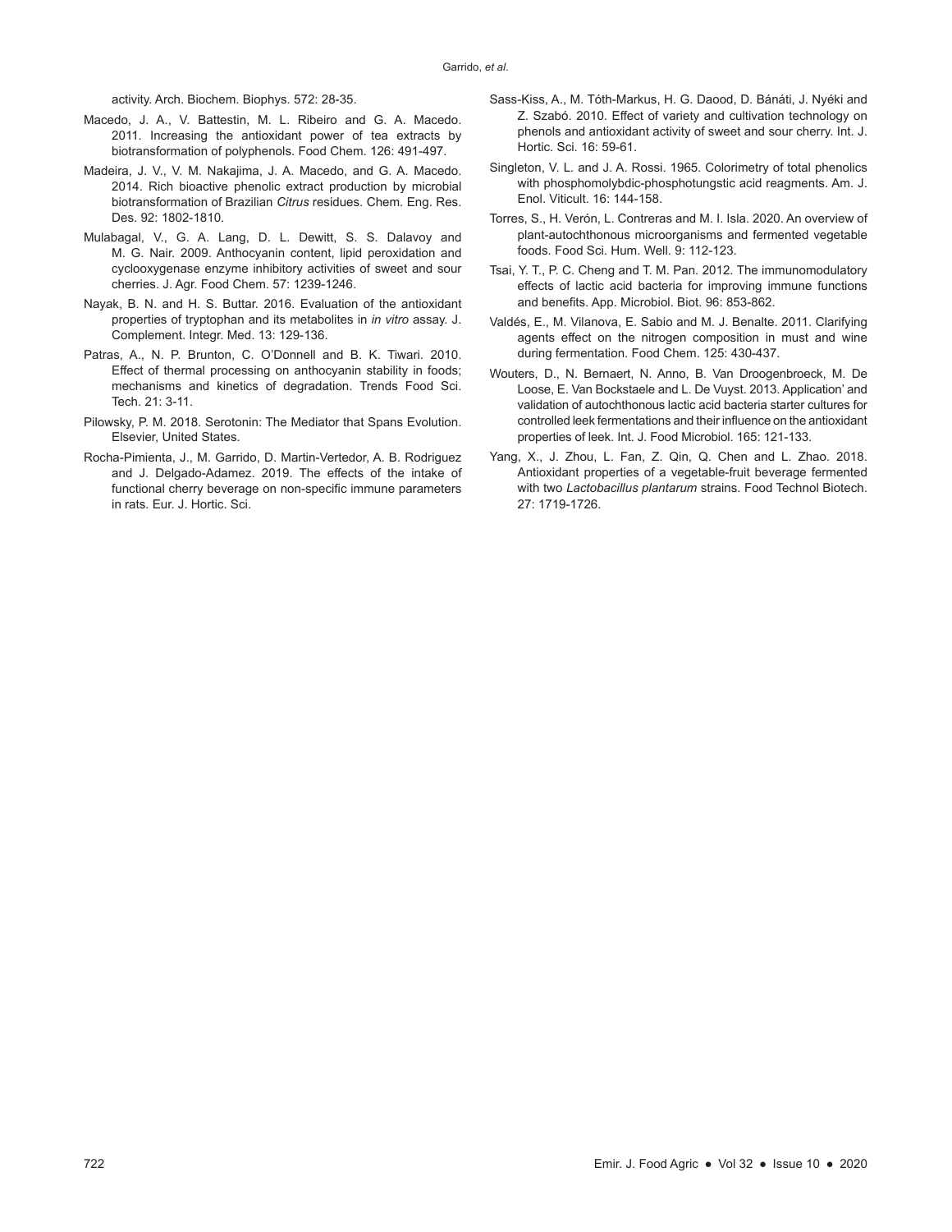activity. Arch. Biochem. Biophys. 572: 28-35.

Macedo, J. A., V. Battestin, M. L. Ribeiro and G. A. Macedo. 2011. Increasing the antioxidant power of tea extracts by biotransformation of polyphenols. Food Chem. 126: 491-497.

Madeira, J. V., V. M. Nakajima, J. A. Macedo, and G. A. Macedo. 2014. Rich bioactive phenolic extract production by microbial biotransformation of Brazilian *Citrus* residues. Chem. Eng. Res. Des. 92: 1802-1810.

Mulabagal, V., G. A. Lang, D. L. Dewitt, S. S. Dalavoy and M. G. Nair. 2009. Anthocyanin content, lipid peroxidation and cyclooxygenase enzyme inhibitory activities of sweet and sour cherries. J. Agr. Food Chem. 57: 1239-1246.

Nayak, B. N. and H. S. Buttar. 2016. Evaluation of the antioxidant properties of tryptophan and its metabolites in *in vitro* assay. J. Complement. Integr. Med. 13: 129-136.

Patras, A., N. P. Brunton, C. O'Donnell and B. K. Tiwari. 2010. Effect of thermal processing on anthocyanin stability in foods; mechanisms and kinetics of degradation. Trends Food Sci. Tech. 21: 3-11.

Pilowsky, P. M. 2018. Serotonin: The Mediator that Spans Evolution. Elsevier, United States.

Rocha-Pimienta, J., M. Garrido, D. Martin-Vertedor, A. B. Rodriguez and J. Delgado-Adamez. 2019. The effects of the intake of functional cherry beverage on non-specific immune parameters in rats. Eur. J. Hortic. Sci.

Sass-Kiss, A., M. Tóth-Markus, H. G. Daood, D. Bánáti, J. Nyéki and Z. Szabó. 2010. Effect of variety and cultivation technology on phenols and antioxidant activity of sweet and sour cherry. Int. J. Hortic. Sci. 16: 59-61.

Singleton, V. L. and J. A. Rossi. 1965. Colorimetry of total phenolics with phosphomolybdic-phosphotungstic acid reagments. Am. J. Enol. Viticult. 16: 144-158.

Torres, S., H. Verón, L. Contreras and M. I. Isla. 2020. An overview of plant-autochthonous microorganisms and fermented vegetable foods. Food Sci. Hum. Well. 9: 112-123.

Tsai, Y. T., P. C. Cheng and T. M. Pan. 2012. The immunomodulatory effects of lactic acid bacteria for improving immune functions and benefits. App. Microbiol. Biot. 96: 853-862.

Valdés, E., M. Vilanova, E. Sabio and M. J. Benalte. 2011. Clarifying agents effect on the nitrogen composition in must and wine during fermentation. Food Chem. 125: 430-437.

Wouters, D., N. Bernaert, N. Anno, B. Van Droogenbroeck, M. De Loose, E. Van Bockstaele and L. De Vuyst. 2013. Application' and validation of autochthonous lactic acid bacteria starter cultures for controlled leek fermentations and their influence on the antioxidant properties of leek. Int. J. Food Microbiol. 165: 121-133.

Yang, X., J. Zhou, L. Fan, Z. Qin, Q. Chen and L. Zhao. 2018. Antioxidant properties of a vegetable-fruit beverage fermented with two *Lactobacillus plantarum* strains. Food Technol Biotech. 27: 1719-1726.